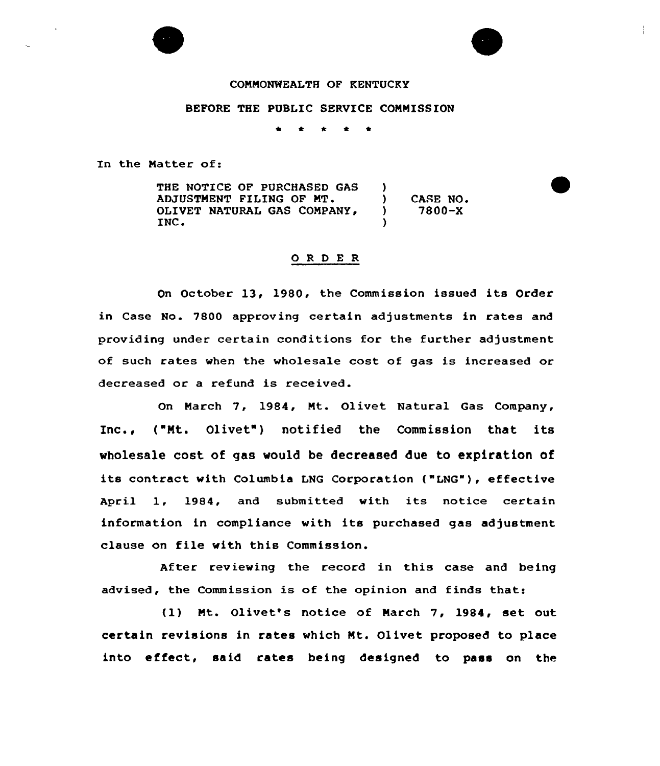COMMONWEALTH OF KENTUCKY

BEFORE THE PUBLIC SERVICE COMMISSION

* * * * *

In the Matter of:

| | | |
|---|---|---|
| THE NOTICE OF PURCHASED GAS ADJUSTMENT FILING OF MT. OLIVET NATURAL GAS COMPANY, INC. | ) ) ) ) | CASE NO. 7800-X |

## O R D E R

On October 13, 1980, the Commission issued its Order in Case No. 7800 approving certain adjustments in rates and providing under certain conditions for the further adjustment of such rates when the wholesale cost of gas is increased or decreased or a refund is received.

On March 7, 1984, Mt. Olivet Natural Gas Company, Inc., ("Mt. Olivet") notified the Commission that its wholesale cost of gas would be decreased due to expiration of its contract with Columbia LNG Corporation ("LNG"), effective April 1, 1984, and submitted with its notice certain information in compliance with its purchased gas adjustment clause on file with this Commission.

After reviewing the record in this case and being advised, the Commission is of the opinion and finds that:

(1) Mt. Olivet's notice of March 7, 1984, set out certain revisions in rates which Mt. Olivet proposed to place into effect, said rates being designed to pass on the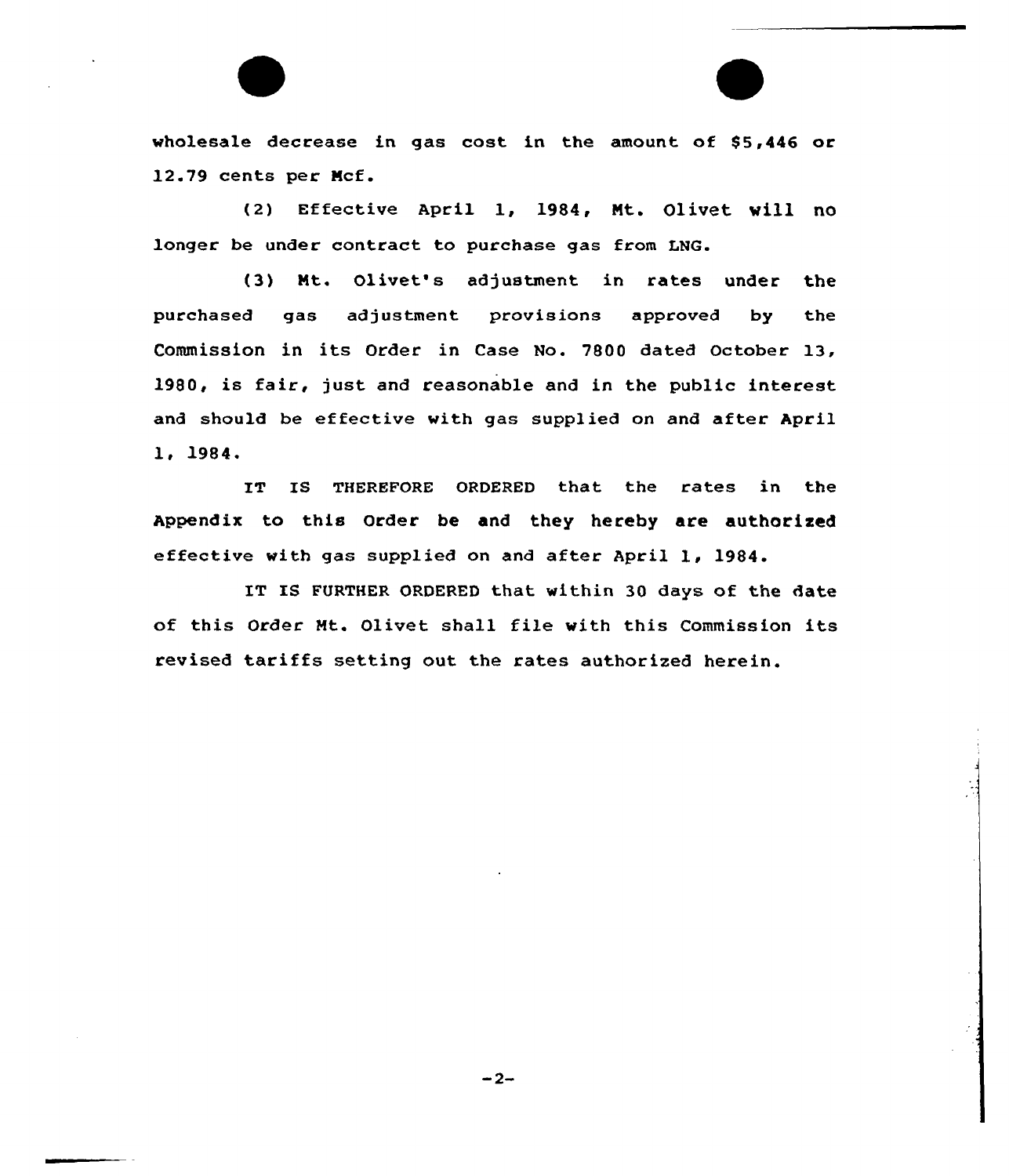wholesale decrease in gas cost in the amount of $5,446 or 12.79 cents per Mcf.

(2) Effective April 1, 1984, Mt. Olivet will no longer be under contract to purchase gas from LNG.

(3) Mt. Olivet's adjustment in rates under the purchased gas adjustment provisions approved by the Commission in its Order in Case No. 7800 dated October 13, 1980, is fair, just and reasonable and in the public interest and should be effective with gas supplied on and after April 1, 1984.

IT IS THEREFORE ORDERED that the rates in the Appendix to this Order be and they hereby are authorized effective with gas supplied on and after April 1, 1984.

IT IS FURTHER ORDERED that within 30 days of the date of this Order Mt. Olivet shall file with this Commission its revised tariffs setting out the rates authorized herein.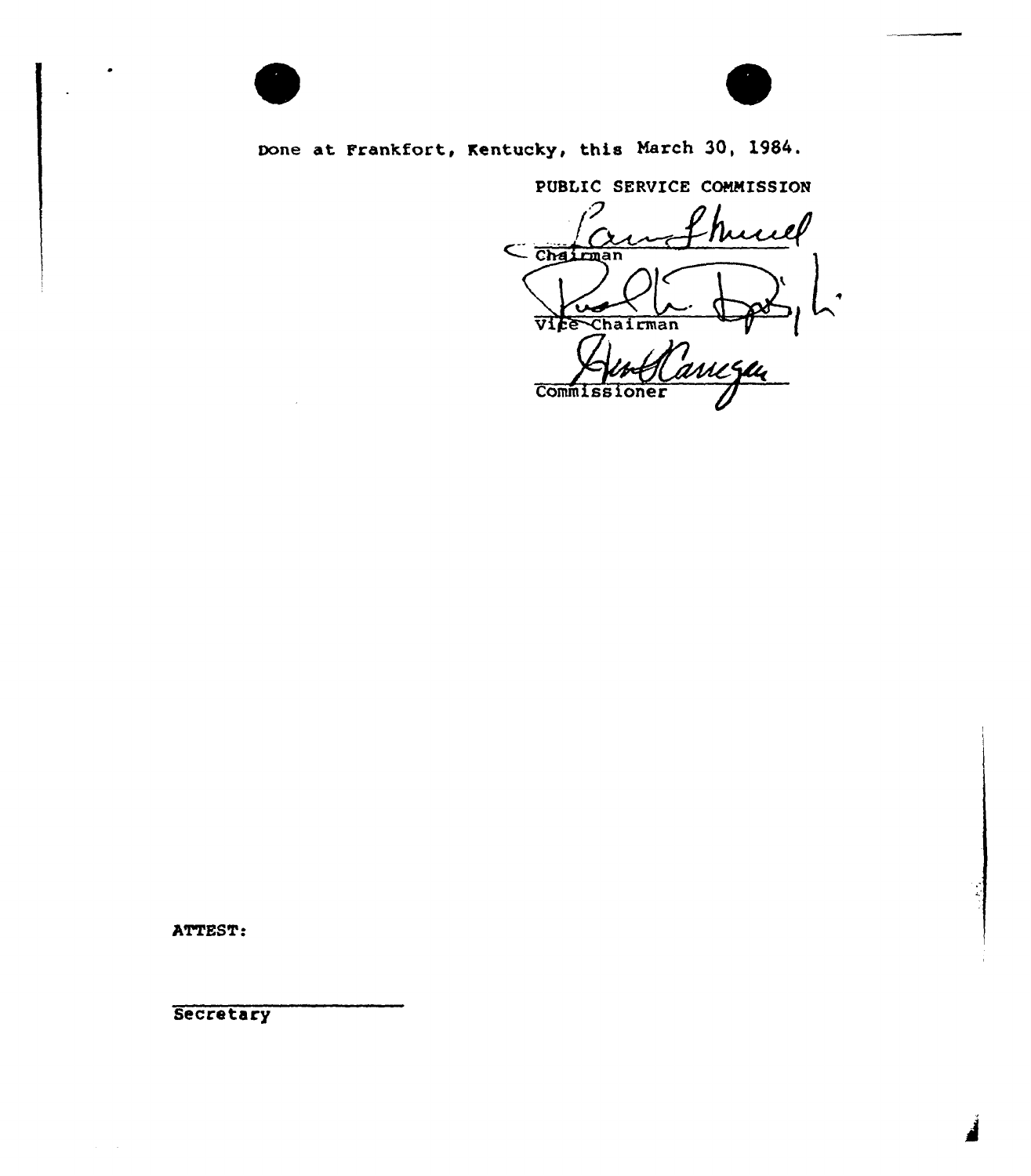Done at Frankfort, Kentucky, this March 30, 1984.

PUBLIC SERVICE COMMISSION

Chairman

Vice Chairman

Commissioner

ATTEST:

Secretary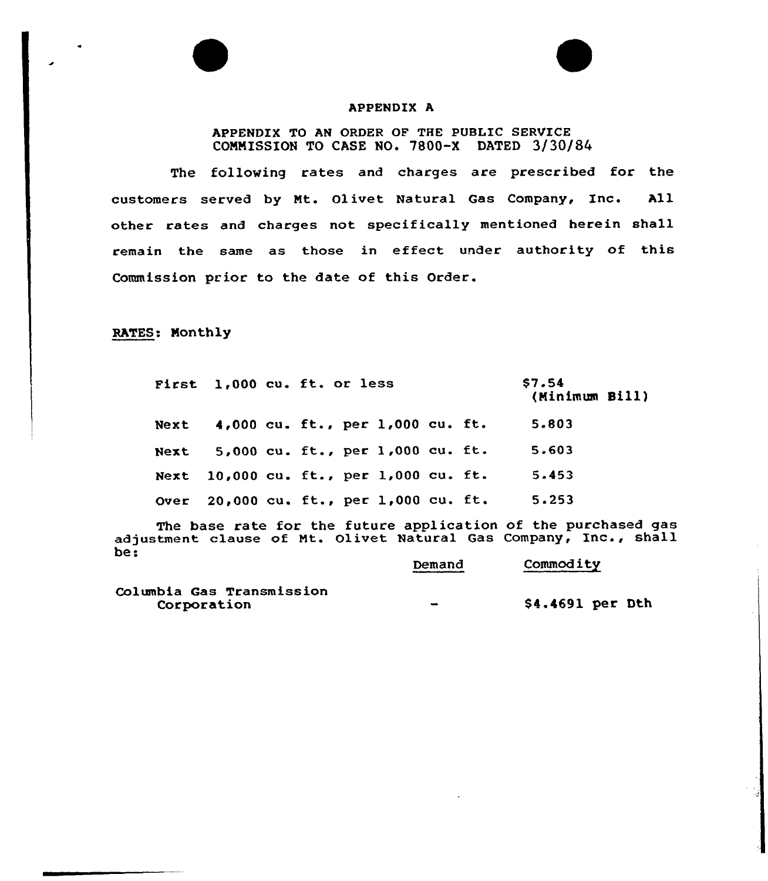# APPENDIX A

APPENDIX TO AN ORDER OF THE PUBLIC SERVICE COMMISSION TO CASE NO. 7800-X DATED 3/30/84

The following rates and charges are prescribed for the customers served by Mt. Olivet Natural Gas Company, Inc. All other rates and charges not specifically mentioned herein shall remain the same as those in effect under authority of this Commission prior to the date of this Order.

<u>RATES</u>: Monthly

| | |
|---|---|
| First 1,000 cu. ft. or less | $7.54 (Minimum Bill) |
| Next 4,000 cu. ft., per 1,000 cu. ft. | 5.803 |
| Next 5,000 cu. ft., per 1,000 cu. ft. | 5.603 |
| Next 10,000 cu. ft., per 1,000 cu. ft. | 5.453 |
| Over 20,000 cu. ft., per 1,000 cu. ft. | 5.253 |

The base rate for the future application of the purchased gas adjustment clause of Mt. Olivet Natural Gas Company, Inc., shall be:

| | Demand | Commodity |
|---|---|---|
| Columbia Gas Transmission Corporation | - | $4.4691 per Dth |